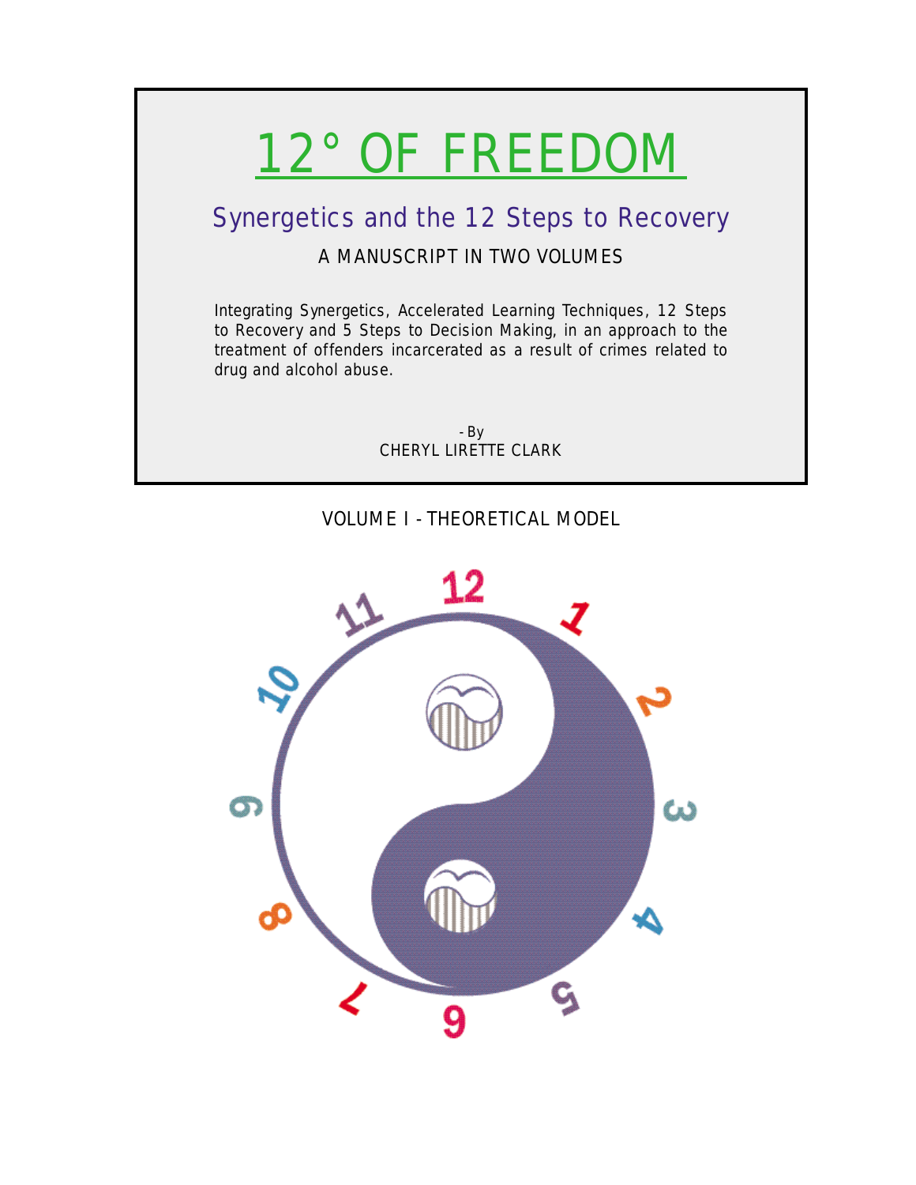# 12° OF FREEDOM

## Synergetics and the 12 Steps to Recovery

A MANUSCRIPT IN TWO VOLUMES

Integrating Synergetics, Accelerated Learning Techniques, 12 Steps to Recovery and 5 Steps to Decision Making, in an approach to the treatment of offenders incarcerated as a result of crimes related to drug and alcohol abuse.

- By
CHERYL LIRETTE CLARK

VOLUME I - THEORETICAL MODEL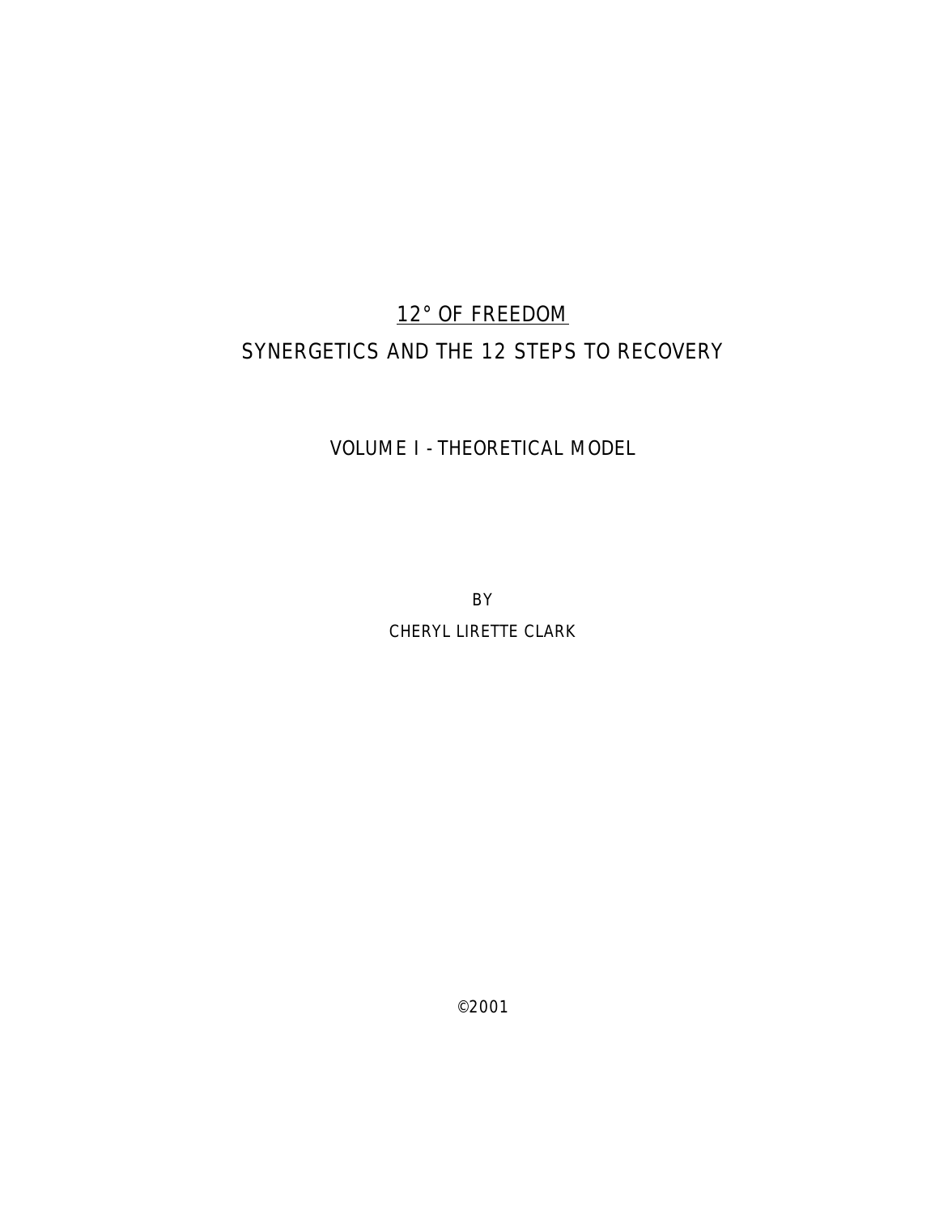# <u>12° OF FREEDOM</u>

# SYNERGETICS AND THE 12 STEPS TO RECOVERY

## VOLUME I - THEORETICAL MODEL

BY

CHERYL LIRETTE CLARK

©2001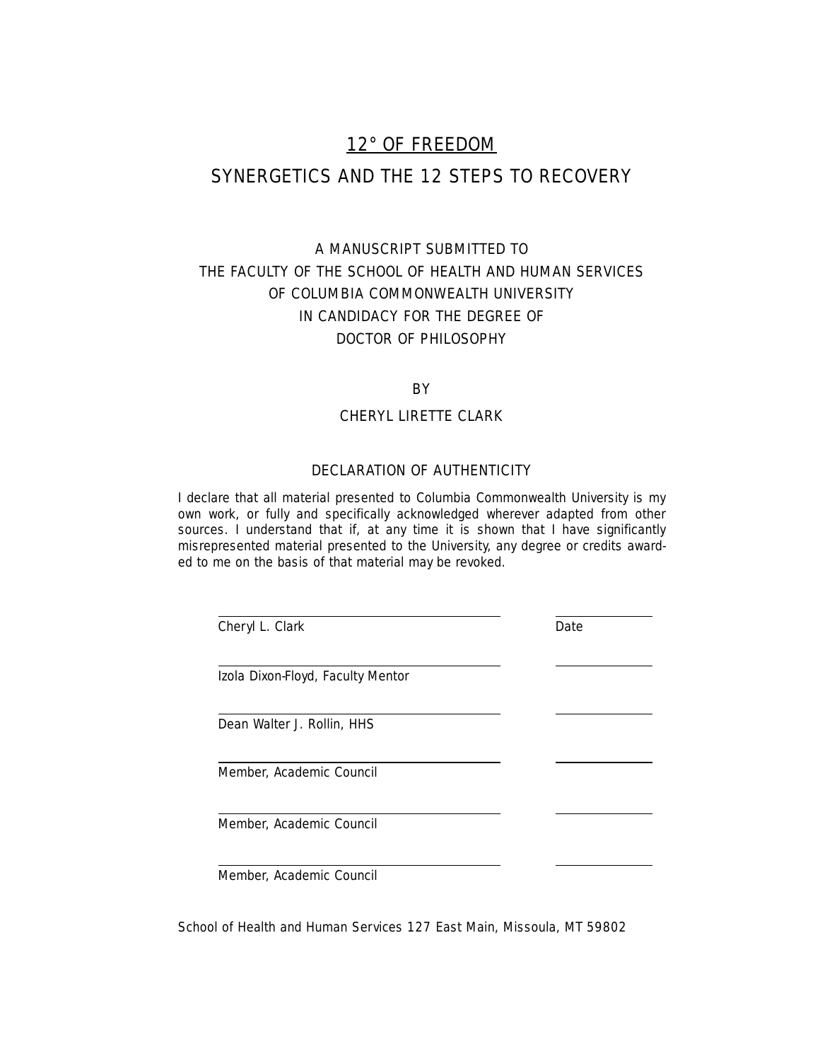# 12° OF FREEDOM

# SYNERGETICS AND THE 12 STEPS TO RECOVERY

A MANUSCRIPT SUBMITTED TO
THE FACULTY OF THE SCHOOL OF HEALTH AND HUMAN SERVICES
OF COLUMBIA COMMONWEALTH UNIVERSITY
IN CANDIDACY FOR THE DEGREE OF
DOCTOR OF PHILOSOPHY

BY

CHERYL LIRETTE CLARK

## DECLARATION OF AUTHENTICITY

I declare that all material presented to Columbia Commonwealth University is my own work, or fully and specifically acknowledged wherever adapted from other sources. I understand that if, at any time it is shown that I have significantly misrepresented material presented to the University, any degree or credits awarded to me on the basis of that material may be revoked.

| | |
|---|---|
| Cheryl L. Clark | Date |
| Izola Dixon-Floyd, Faculty Mentor | |
| Dean Walter J. Rollin, HHS | |
| Member, Academic Council | |
| Member, Academic Council | |
| Member, Academic Council | |

School of Health and Human Services 127 East Main, Missoula, MT 59802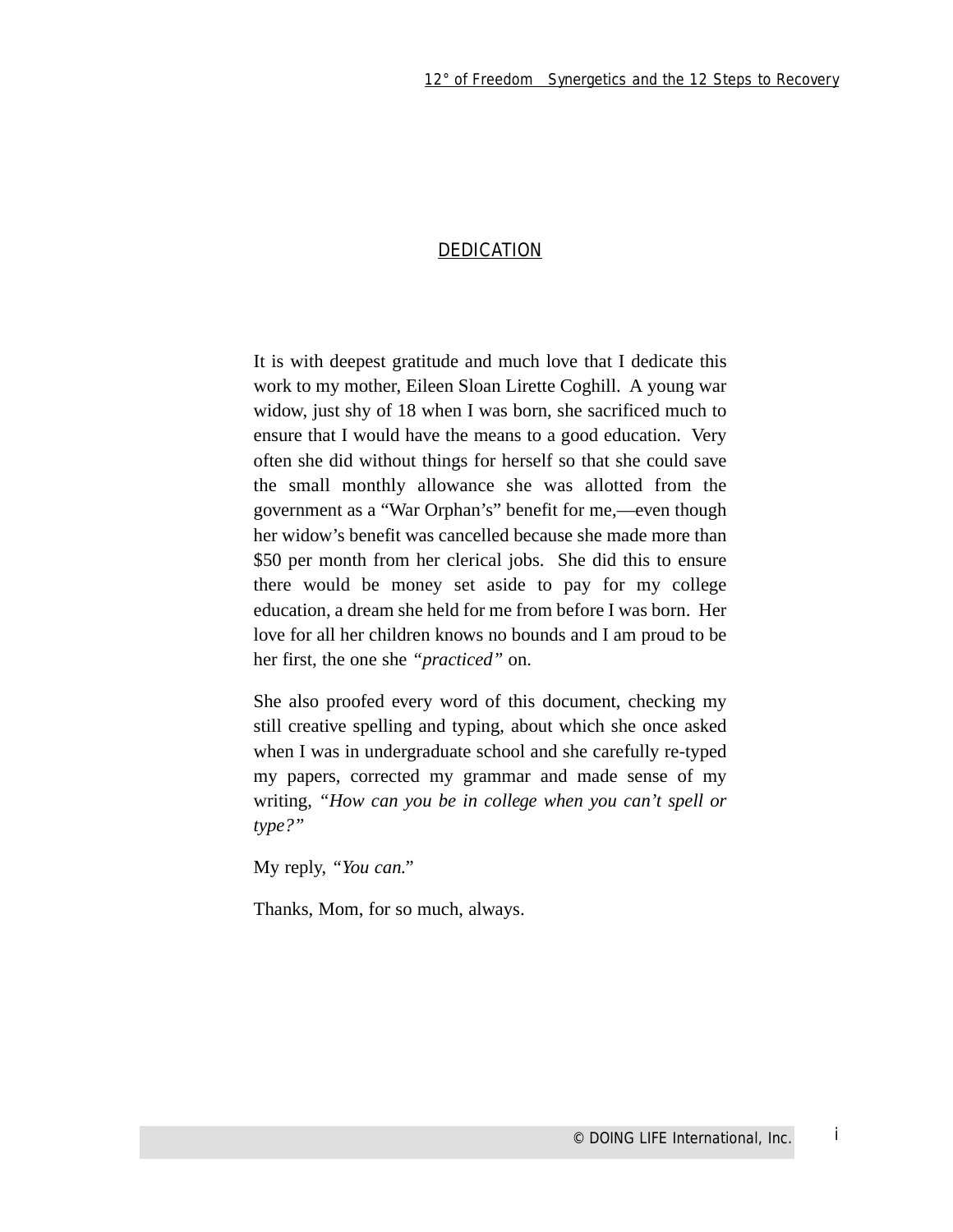## DEDICATION

It is with deepest gratitude and much love that I dedicate this work to my mother, Eileen Sloan Lirette Coghill. A young war widow, just shy of 18 when I was born, she sacrificed much to ensure that I would have the means to a good education. Very often she did without things for herself so that she could save the small monthly allowance she was allotted from the government as a "War Orphan's" benefit for me,—even though her widow's benefit was cancelled because she made more than $50 per month from her clerical jobs. She did this to ensure there would be money set aside to pay for my college education, a dream she held for me from before I was born. Her love for all her children knows no bounds and I am proud to be her first, the one she *"practiced"* on.

She also proofed every word of this document, checking my still creative spelling and typing, about which she once asked when I was in undergraduate school and she carefully re-typed my papers, corrected my grammar and made sense of my writing, *"How can you be in college when you can't spell or type?"*

My reply, *"You can."*

Thanks, Mom, for so much, always.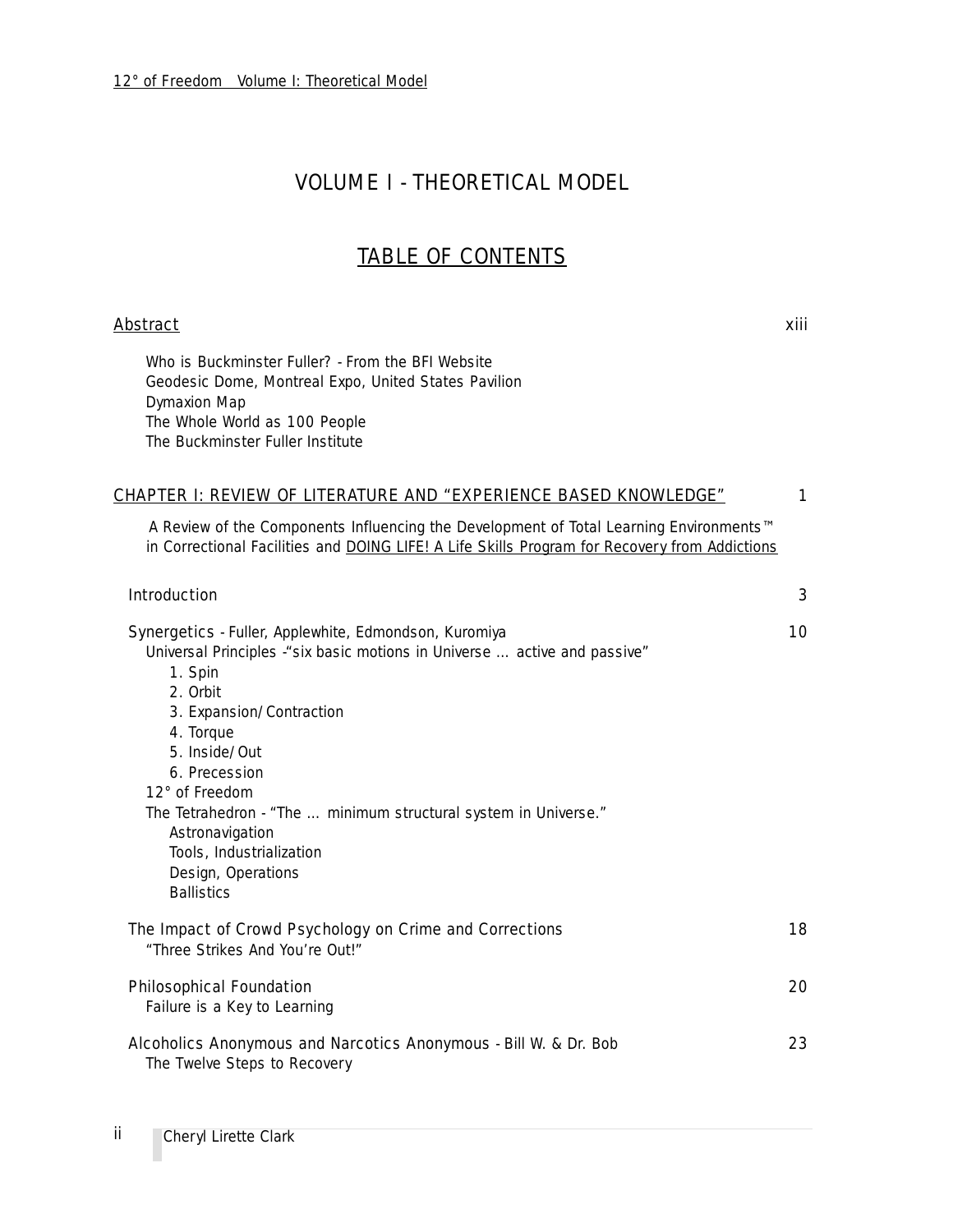# VOLUME I - THEORETICAL MODEL

## TABLE OF CONTENTS

Abstract ..... xiii

- Who is Buckminster Fuller? - From the BFI Website
- Geodesic Dome, Montreal Expo, United States Pavilion
- Dymaxion Map
- The Whole World as 100 People
- The Buckminster Fuller Institute

CHAPTER I: REVIEW OF LITERATURE AND "EXPERIENCE BASED KNOWLEDGE" ..... 1

A Review of the Components Influencing the Development of Total Learning Environments™ in Correctional Facilities and DOING LIFE! A Life Skills Program for Recovery from Addictions

Introduction ..... 3

Synergetics - Fuller, Applewhite, Edmondson, Kuromiya ..... 10

- Universal Principles -"six basic motions in Universe … active and passive"
  1. Spin
  2. Orbit
  3. Expansion/Contraction
  4. Torque
  5. Inside/Out
  6. Precession
- 12° of Freedom
- The Tetrahedron - "The … minimum structural system in Universe."
  - Astronavigation
  - Tools, Industrialization
  - Design, Operations
  - Ballistics

The Impact of Crowd Psychology on Crime and Corrections ..... 18

- "Three Strikes And You're Out!"

Philosophical Foundation ..... 20

- Failure is a Key to Learning

Alcoholics Anonymous and Narcotics Anonymous - Bill W. & Dr. Bob ..... 23

- The Twelve Steps to Recovery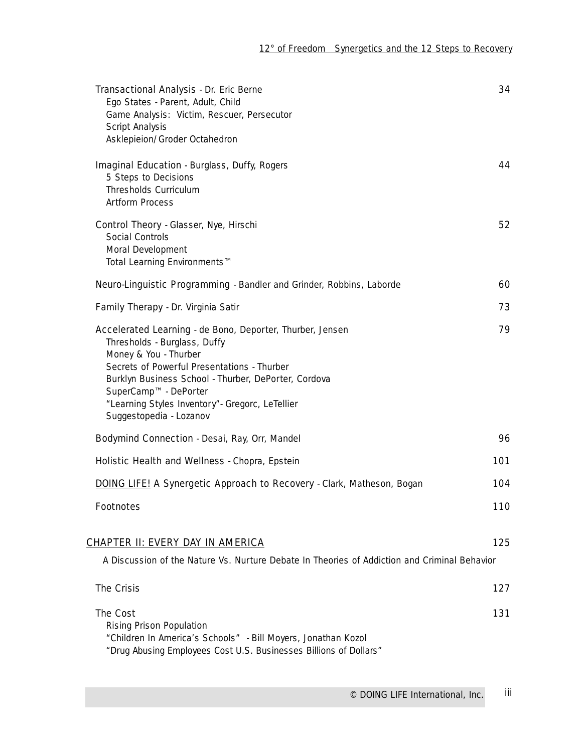| | |
|---|---|
| Transactional Analysis - Dr. Eric Berne | 34 |
| Ego States - Parent, Adult, Child | |
| Game Analysis: Victim, Rescuer, Persecutor | |
| Script Analysis | |
| Asklepieion/Groder Octahedron | |
| Imaginal Education - Burglass, Duffy, Rogers | 44 |
| 5 Steps to Decisions | |
| Thresholds Curriculum | |
| Artform Process | |
| Control Theory - Glasser, Nye, Hirschi | 52 |
| Social Controls | |
| Moral Development | |
| Total Learning Environments™ | |
| Neuro-Linguistic Programming - Bandler and Grinder, Robbins, Laborde | 60 |
| Family Therapy - Dr. Virginia Satir | 73 |
| Accelerated Learning - de Bono, Deporter, Thurber, Jensen | 79 |
| Thresholds - Burglass, Duffy | |
| Money & You - Thurber | |
| Secrets of Powerful Presentations - Thurber | |
| Burklyn Business School - Thurber, DePorter, Cordova | |
| SuperCamp™ - DePorter | |
| "Learning Styles Inventory"- Gregorc, LeTellier | |
| Suggestopedia - Lozanov | |
| Bodymind Connection - Desai, Ray, Orr, Mandel | 96 |
| Holistic Health and Wellness - Chopra, Epstein | 101 |
| DOING LIFE! A Synergetic Approach to Recovery - Clark, Matheson, Bogan | 104 |
| Footnotes | 110 |

## CHAPTER II: EVERY DAY IN AMERICA — 125

A Discussion of the Nature Vs. Nurture Debate In Theories of Addiction and Criminal Behavior

| | |
|---|---|
| The Crisis | 127 |
| The Cost | 131 |
| Rising Prison Population | |
| "Children In America's Schools" - Bill Moyers, Jonathan Kozol | |
| "Drug Abusing Employees Cost U.S. Businesses Billions of Dollars" | |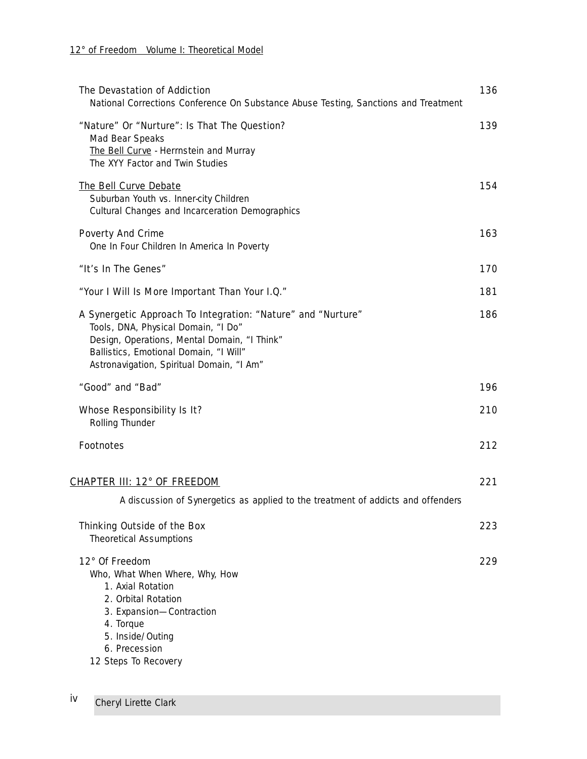| | |
|---|---|
| The Devastation of Addiction<br>National Corrections Conference On Substance Abuse Testing, Sanctions and Treatment | 136 |
| "Nature" Or "Nurture": Is That The Question?<br>Mad Bear Speaks<br>The Bell Curve - Herrnstein and Murray<br>The XYY Factor and Twin Studies | 139 |
| The Bell Curve Debate<br>Suburban Youth vs. Inner-city Children<br>Cultural Changes and Incarceration Demographics | 154 |
| Poverty And Crime<br>One In Four Children In America In Poverty | 163 |
| "It's In The Genes" | 170 |
| "Your I Will Is More Important Than Your I.Q." | 181 |
| A Synergetic Approach To Integration: "Nature" and "Nurture"<br>Tools, DNA, Physical Domain, "I Do"<br>Design, Operations, Mental Domain, "I Think"<br>Ballistics, Emotional Domain, "I Will"<br>Astronavigation, Spiritual Domain, "I Am" | 186 |
| "Good" and "Bad" | 196 |
| Whose Responsibility Is It?<br>Rolling Thunder | 210 |
| Footnotes | 212 |

## CHAPTER III: 12° OF FREEDOM — 221

A discussion of Synergetics as applied to the treatment of addicts and offenders

| | |
|---|---|
| Thinking Outside of the Box<br>Theoretical Assumptions | 223 |
| 12° Of Freedom<br>Who, What When Where, Why, How<br>1. Axial Rotation<br>2. Orbital Rotation<br>3. Expansion—Contraction<br>4. Torque<br>5. Inside/Outing<br>6. Precession<br>12 Steps To Recovery | 229 |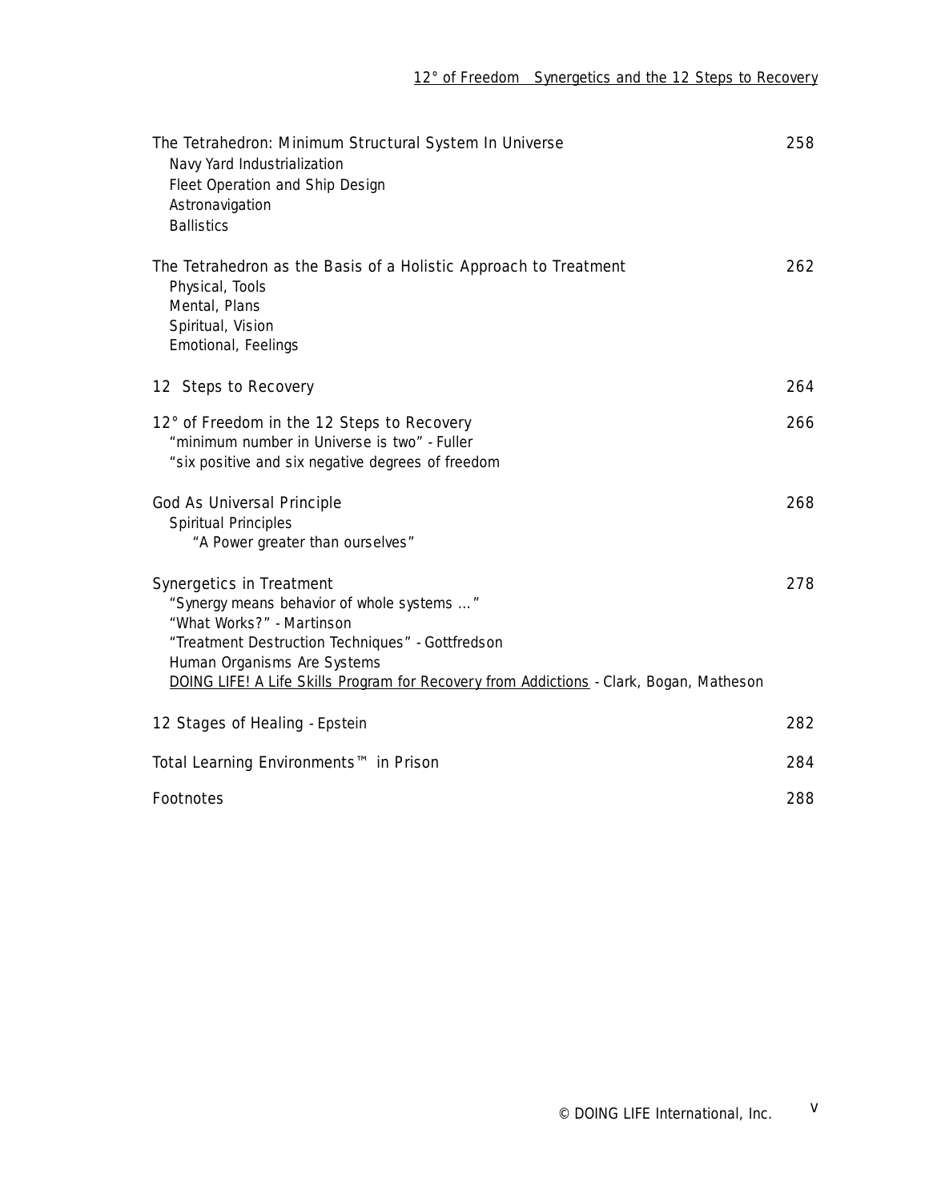| | |
|---|---|
| The Tetrahedron: Minimum Structural System In Universe | 258 |
| Navy Yard Industrialization | |
| Fleet Operation and Ship Design | |
| Astronavigation | |
| Ballistics | |
| The Tetrahedron as the Basis of a Holistic Approach to Treatment | 262 |
| Physical, Tools | |
| Mental, Plans | |
| Spiritual, Vision | |
| Emotional, Feelings | |
| 12 Steps to Recovery | 264 |
| 12° of Freedom in the 12 Steps to Recovery | 266 |
| "minimum number in Universe is two" - Fuller | |
| "six positive and six negative degrees of freedom | |
| God As Universal Principle | 268 |
| Spiritual Principles | |
| "A Power greater than ourselves" | |
| Synergetics in Treatment | 278 |
| "Synergy means behavior of whole systems ..." | |
| "What Works?" - Martinson | |
| "Treatment Destruction Techniques" - Gottfredson | |
| Human Organisms Are Systems | |
| DOING LIFE! A Life Skills Program for Recovery from Addictions - Clark, Bogan, Matheson | |
| 12 Stages of Healing - Epstein | 282 |
| Total Learning Environments™ in Prison | 284 |
| Footnotes | 288 |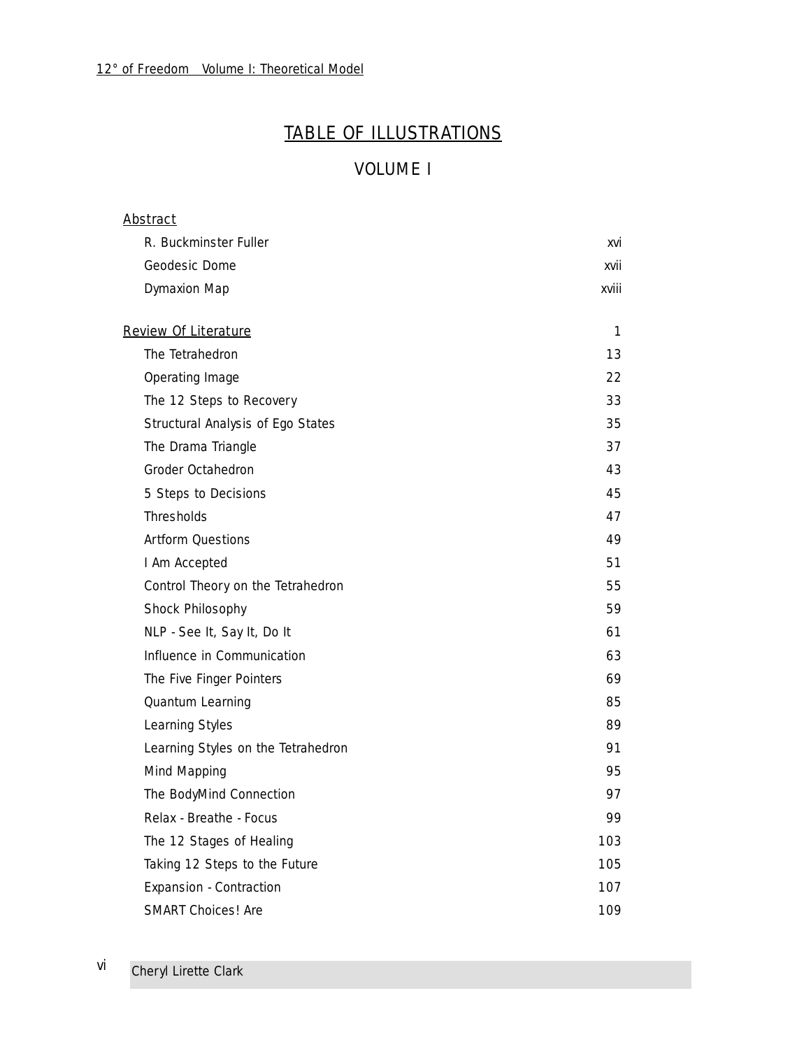# TABLE OF ILLUSTRATIONS

## VOLUME I

| | |
|---|---|
| Abstract | |
| R. Buckminster Fuller | xvi |
| Geodesic Dome | xvii |
| Dymaxion Map | xviii |
| | |
| Review Of Literature | 1 |
| The Tetrahedron | 13 |
| Operating Image | 22 |
| The 12 Steps to Recovery | 33 |
| Structural Analysis of Ego States | 35 |
| The Drama Triangle | 37 |
| Groder Octahedron | 43 |
| 5 Steps to Decisions | 45 |
| Thresholds | 47 |
| Artform Questions | 49 |
| I Am Accepted | 51 |
| Control Theory on the Tetrahedron | 55 |
| Shock Philosophy | 59 |
| NLP - See It, Say It, Do It | 61 |
| Influence in Communication | 63 |
| The Five Finger Pointers | 69 |
| Quantum Learning | 85 |
| Learning Styles | 89 |
| Learning Styles on the Tetrahedron | 91 |
| Mind Mapping | 95 |
| The BodyMind Connection | 97 |
| Relax - Breathe - Focus | 99 |
| The 12 Stages of Healing | 103 |
| Taking 12 Steps to the Future | 105 |
| Expansion - Contraction | 107 |
| SMART Choices! Are | 109 |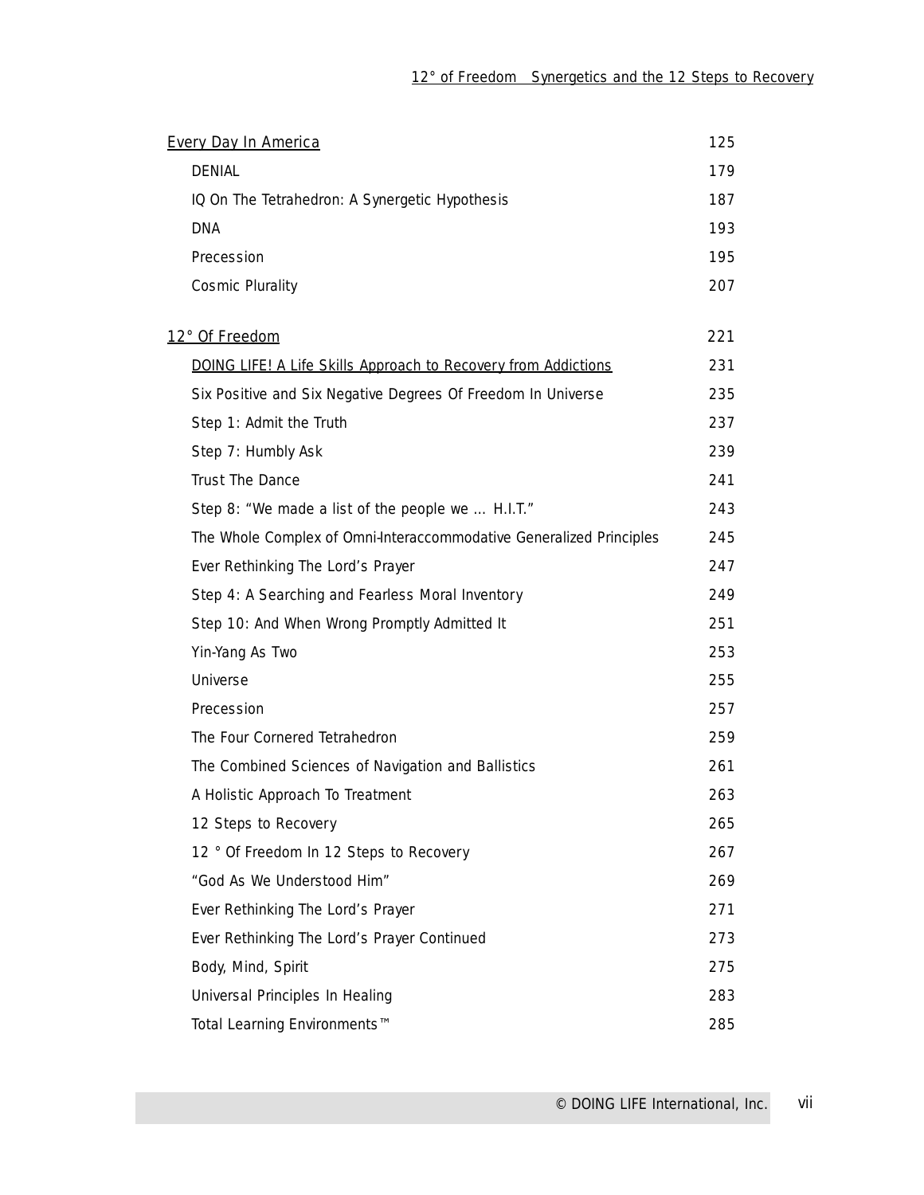| | |
|---|---|
| Every Day In America | 125 |
| DENIAL | 179 |
| IQ On The Tetrahedron: A Synergetic Hypothesis | 187 |
| DNA | 193 |
| Precession | 195 |
| Cosmic Plurality | 207 |
| 12° Of Freedom | 221 |
| DOING LIFE! A Life Skills Approach to Recovery from Addictions | 231 |
| Six Positive and Six Negative Degrees Of Freedom In Universe | 235 |
| Step 1: Admit the Truth | 237 |
| Step 7: Humbly Ask | 239 |
| Trust The Dance | 241 |
| Step 8: "We made a list of the people we ... H.I.T." | 243 |
| The Whole Complex of Omni-Interaccommodative Generalized Principles | 245 |
| Ever Rethinking The Lord's Prayer | 247 |
| Step 4: A Searching and Fearless Moral Inventory | 249 |
| Step 10: And When Wrong Promptly Admitted It | 251 |
| Yin-Yang As Two | 253 |
| Universe | 255 |
| Precession | 257 |
| The Four Cornered Tetrahedron | 259 |
| The Combined Sciences of Navigation and Ballistics | 261 |
| A Holistic Approach To Treatment | 263 |
| 12 Steps to Recovery | 265 |
| 12 ° Of Freedom In 12 Steps to Recovery | 267 |
| "God As We Understood Him" | 269 |
| Ever Rethinking The Lord's Prayer | 271 |
| Ever Rethinking The Lord's Prayer Continued | 273 |
| Body, Mind, Spirit | 275 |
| Universal Principles In Healing | 283 |
| Total Learning Environments™ | 285 |

© DOING LIFE International, Inc.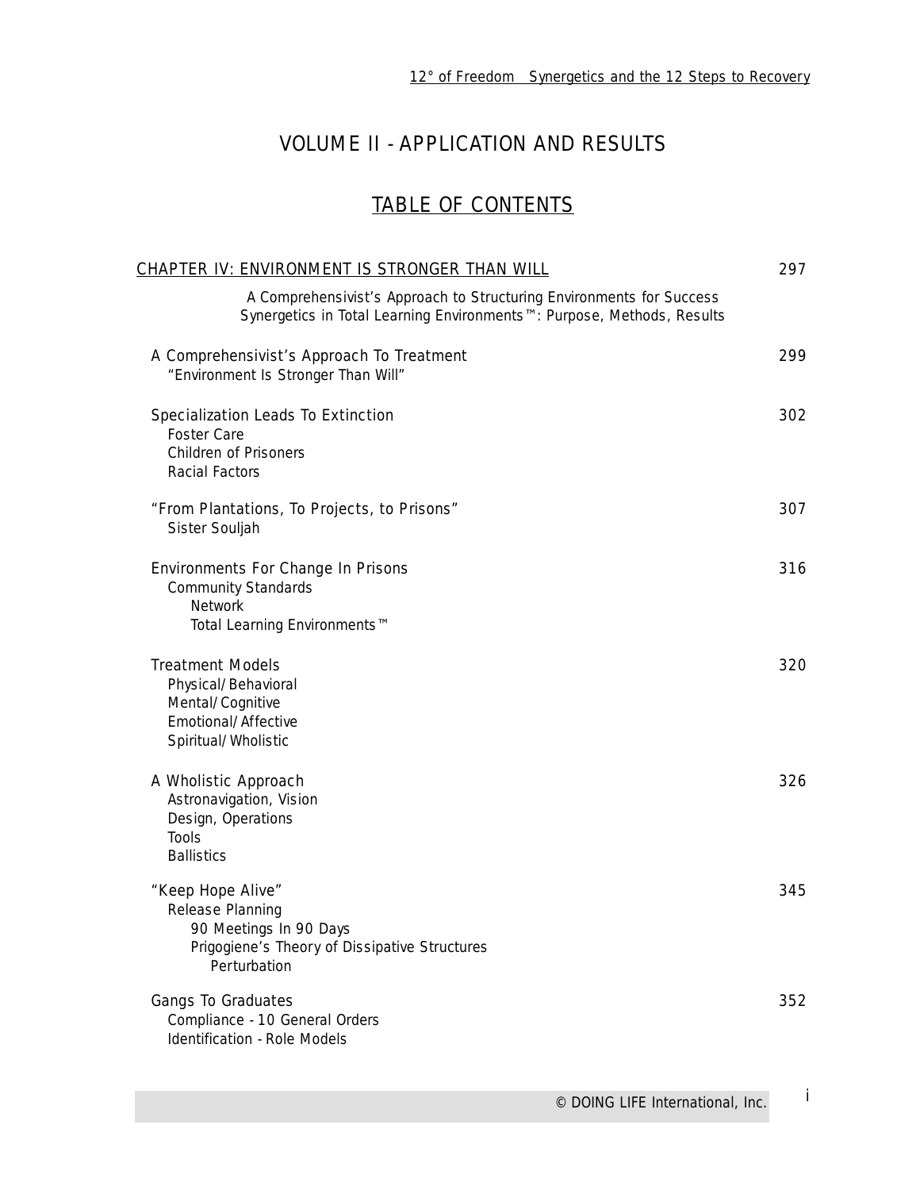# VOLUME II - APPLICATION AND RESULTS

## TABLE OF CONTENTS

| | |
|---|---|
| CHAPTER IV: ENVIRONMENT IS STRONGER THAN WILL | 297 |
| A Comprehensivist's Approach to Structuring Environments for Success<br>Synergetics in Total Learning Environments™: Purpose, Methods, Results | |
| A Comprehensivist's Approach To Treatment<br>"Environment Is Stronger Than Will" | 299 |
| Specialization Leads To Extinction<br>Foster Care<br>Children of Prisoners<br>Racial Factors | 302 |
| "From Plantations, To Projects, to Prisons"<br>Sister Souljah | 307 |
| Environments For Change In Prisons<br>Community Standards<br>Network<br>Total Learning Environments™ | 316 |
| Treatment Models<br>Physical/Behavioral<br>Mental/Cognitive<br>Emotional/Affective<br>Spiritual/Wholistic | 320 |
| A Wholistic Approach<br>Astronavigation, Vision<br>Design, Operations<br>Tools<br>Ballistics | 326 |
| "Keep Hope Alive"<br>Release Planning<br>90 Meetings In 90 Days<br>Prigogiene's Theory of Dissipative Structures<br>Perturbation | 345 |
| Gangs To Graduates<br>Compliance - 10 General Orders<br>Identification - Role Models | 352 |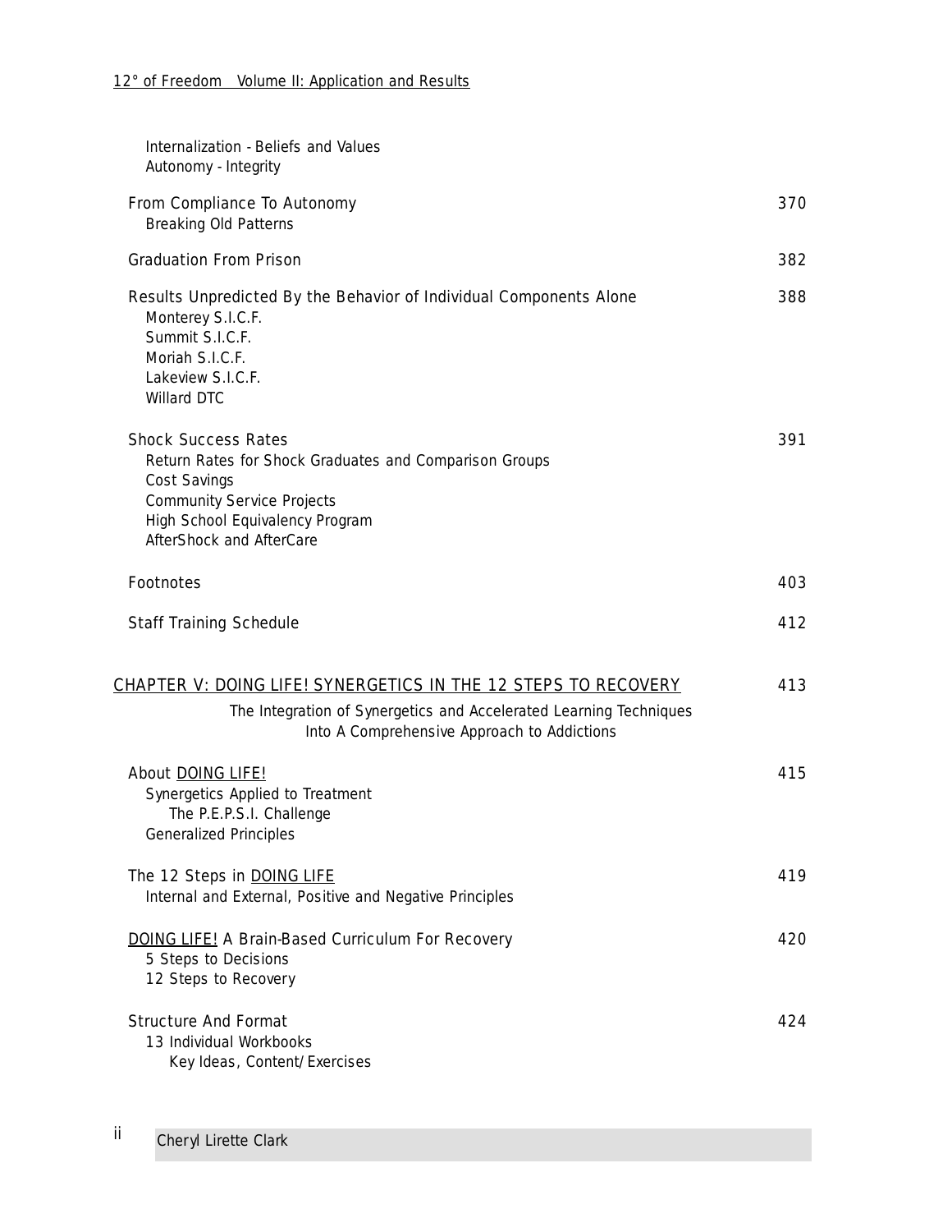Internalization - Beliefs and Values
Autonomy - Integrity

| | |
|---|---|
| From Compliance To Autonomy<br>Breaking Old Patterns | 370 |
| Graduation From Prison | 382 |
| Results Unpredicted By the Behavior of Individual Components Alone<br>Monterey S.I.C.F.<br>Summit S.I.C.F.<br>Moriah S.I.C.F.<br>Lakeview S.I.C.F.<br>Willard DTC | 388 |
| Shock Success Rates<br>Return Rates for Shock Graduates and Comparison Groups<br>Cost Savings<br>Community Service Projects<br>High School Equivalency Program<br>AfterShock and AfterCare | 391 |
| Footnotes | 403 |
| Staff Training Schedule | 412 |

## CHAPTER V: DOING LIFE! SYNERGETICS IN THE 12 STEPS TO RECOVERY — 413

The Integration of Synergetics and Accelerated Learning Techniques
Into A Comprehensive Approach to Addictions

| | |
|---|---|
| About DOING LIFE!<br>Synergetics Applied to Treatment<br>The P.E.P.S.I. Challenge<br>Generalized Principles | 415 |
| The 12 Steps in DOING LIFE<br>Internal and External, Positive and Negative Principles | 419 |
| DOING LIFE! A Brain-Based Curriculum For Recovery<br>5 Steps to Decisions<br>12 Steps to Recovery | 420 |
| Structure And Format<br>13 Individual Workbooks<br>Key Ideas, Content/Exercises | 424 |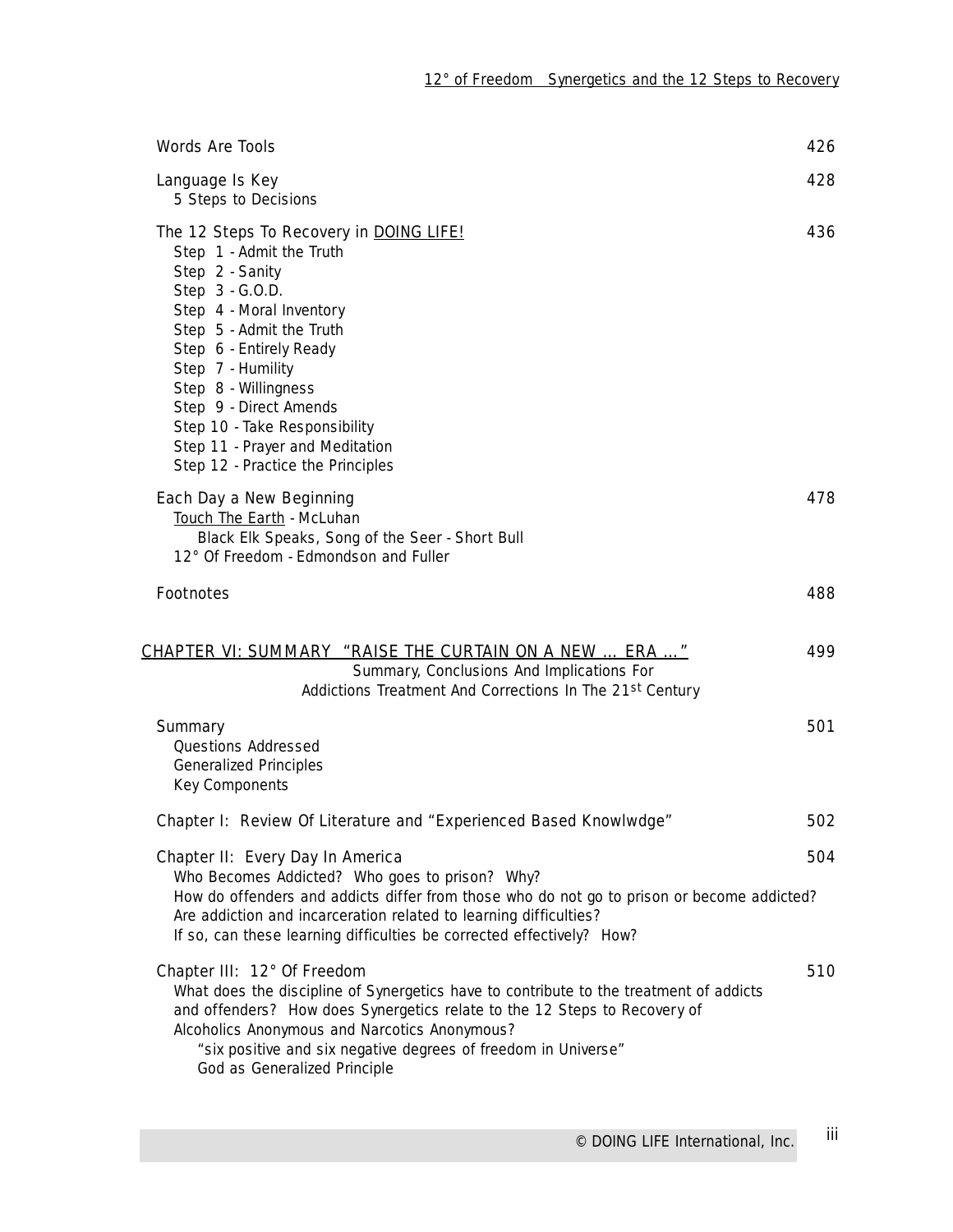Words Are Tools 426

Language Is Key 428
  5 Steps to Decisions

The 12 Steps To Recovery in DOING LIFE! 436
  Step 1 - Admit the Truth
  Step 2 - Sanity
  Step 3 - G.O.D.
  Step 4 - Moral Inventory
  Step 5 - Admit the Truth
  Step 6 - Entirely Ready
  Step 7 - Humility
  Step 8 - Willingness
  Step 9 - Direct Amends
  Step 10 - Take Responsibility
  Step 11 - Prayer and Meditation
  Step 12 - Practice the Principles

Each Day a New Beginning 478
  Touch The Earth - McLuhan
    Black Elk Speaks, Song of the Seer - Short Bull
  12° Of Freedom - Edmondson and Fuller

Footnotes 488

## CHAPTER VI: SUMMARY "RAISE THE CURTAIN ON A NEW ... ERA ..." 499

Summary, Conclusions And Implications For
Addictions Treatment And Corrections In The 21st Century

Summary 501
  Questions Addressed
  Generalized Principles
  Key Components

Chapter I: Review Of Literature and "Experienced Based Knowlwdge" 502

Chapter II: Every Day In America 504
  Who Becomes Addicted? Who goes to prison? Why?
  How do offenders and addicts differ from those who do not go to prison or become addicted?
  Are addiction and incarceration related to learning difficulties?
  If so, can these learning difficulties be corrected effectively? How?

Chapter III: 12° Of Freedom 510
  What does the discipline of Synergetics have to contribute to the treatment of addicts and offenders? How does Synergetics relate to the 12 Steps to Recovery of Alcoholics Anonymous and Narcotics Anonymous?
    "six positive and six negative degrees of freedom in Universe"
    God as Generalized Principle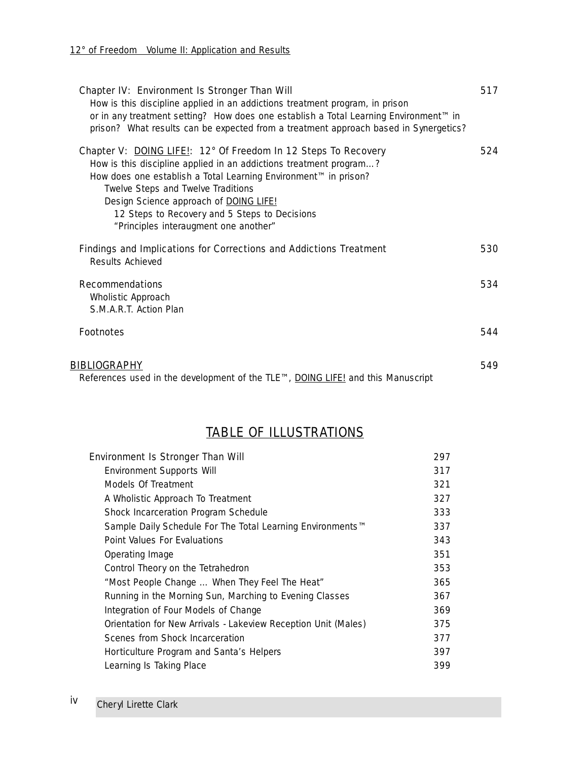Chapter IV: Environment Is Stronger Than Will — 517
- How is this discipline applied in an addictions treatment program, in prison or in any treatment setting? How does one establish a Total Learning Environment™ in prison? What results can be expected from a treatment approach based in Synergetics?

Chapter V: DOING LIFE!: 12° Of Freedom In 12 Steps To Recovery — 524
- How is this discipline applied in an addictions treatment program…?
- How does one establish a Total Learning Environment™ in prison?
  - Twelve Steps and Twelve Traditions
  - Design Science approach of DOING LIFE!
    - 12 Steps to Recovery and 5 Steps to Decisions
    - "Principles interaugment one another"

Findings and Implications for Corrections and Addictions Treatment — 530
- Results Achieved

Recommendations — 534
- Wholistic Approach
- S.M.A.R.T. Action Plan

Footnotes — 544

BIBLIOGRAPHY — 549
- References used in the development of the TLE™, DOING LIFE! and this Manuscript

## TABLE OF ILLUSTRATIONS

| Illustration | Page |
|---|---|
| Environment Is Stronger Than Will | 297 |
| Environment Supports Will | 317 |
| Models Of Treatment | 321 |
| A Wholistic Approach To Treatment | 327 |
| Shock Incarceration Program Schedule | 333 |
| Sample Daily Schedule For The Total Learning Environments™ | 337 |
| Point Values For Evaluations | 343 |
| Operating Image | 351 |
| Control Theory on the Tetrahedron | 353 |
| "Most People Change … When They Feel The Heat" | 365 |
| Running in the Morning Sun, Marching to Evening Classes | 367 |
| Integration of Four Models of Change | 369 |
| Orientation for New Arrivals - Lakeview Reception Unit (Males) | 375 |
| Scenes from Shock Incarceration | 377 |
| Horticulture Program and Santa's Helpers | 397 |
| Learning Is Taking Place | 399 |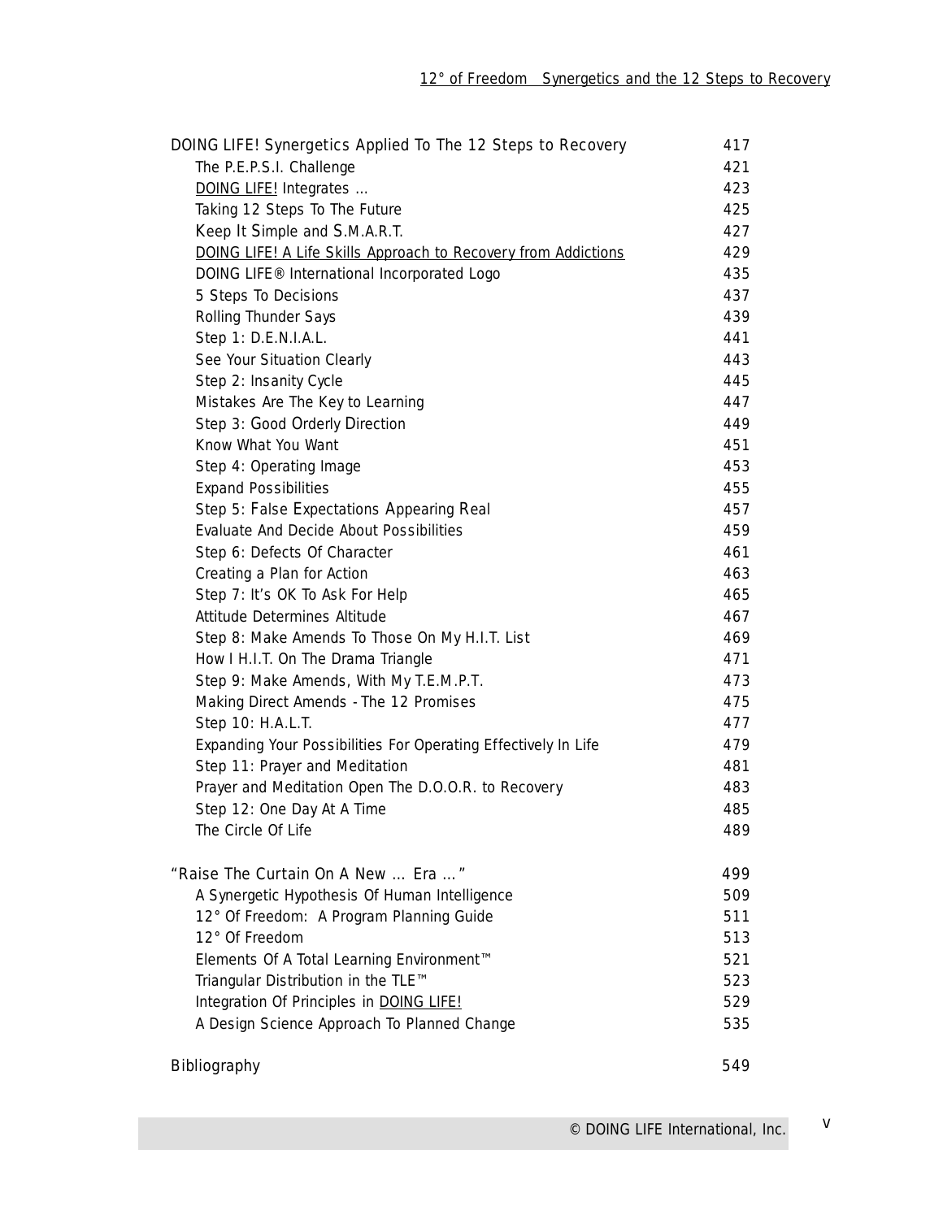| | |
|---|---|
| DOING LIFE! Synergetics Applied To The 12 Steps to Recovery | 417 |
| The P.E.P.S.I. Challenge | 421 |
| DOING LIFE! Integrates ... | 423 |
| Taking 12 Steps To The Future | 425 |
| Keep It Simple and S.M.A.R.T. | 427 |
| DOING LIFE! A Life Skills Approach to Recovery from Addictions | 429 |
| DOING LIFE® International Incorporated Logo | 435 |
| 5 Steps To Decisions | 437 |
| Rolling Thunder Says | 439 |
| Step 1: D.E.N.I.A.L. | 441 |
| See Your Situation Clearly | 443 |
| Step 2: Insanity Cycle | 445 |
| Mistakes Are The Key to Learning | 447 |
| Step 3: Good Orderly Direction | 449 |
| Know What You Want | 451 |
| Step 4: Operating Image | 453 |
| Expand Possibilities | 455 |
| Step 5: False Expectations Appearing Real | 457 |
| Evaluate And Decide About Possibilities | 459 |
| Step 6: Defects Of Character | 461 |
| Creating a Plan for Action | 463 |
| Step 7: It's OK To Ask For Help | 465 |
| Attitude Determines Altitude | 467 |
| Step 8: Make Amends To Those On My H.I.T. List | 469 |
| How I H.I.T. On The Drama Triangle | 471 |
| Step 9: Make Amends, With My T.E.M.P.T. | 473 |
| Making Direct Amends - The 12 Promises | 475 |
| Step 10: H.A.L.T. | 477 |
| Expanding Your Possibilities For Operating Effectively In Life | 479 |
| Step 11: Prayer and Meditation | 481 |
| Prayer and Meditation Open The D.O.O.R. to Recovery | 483 |
| Step 12: One Day At A Time | 485 |
| The Circle Of Life | 489 |
| "Raise The Curtain On A New ... Era ..." | 499 |
| A Synergetic Hypothesis Of Human Intelligence | 509 |
| 12° Of Freedom: A Program Planning Guide | 511 |
| 12° Of Freedom | 513 |
| Elements Of A Total Learning Environment™ | 521 |
| Triangular Distribution in the TLE™ | 523 |
| Integration Of Principles in DOING LIFE! | 529 |
| A Design Science Approach To Planned Change | 535 |
| Bibliography | 549 |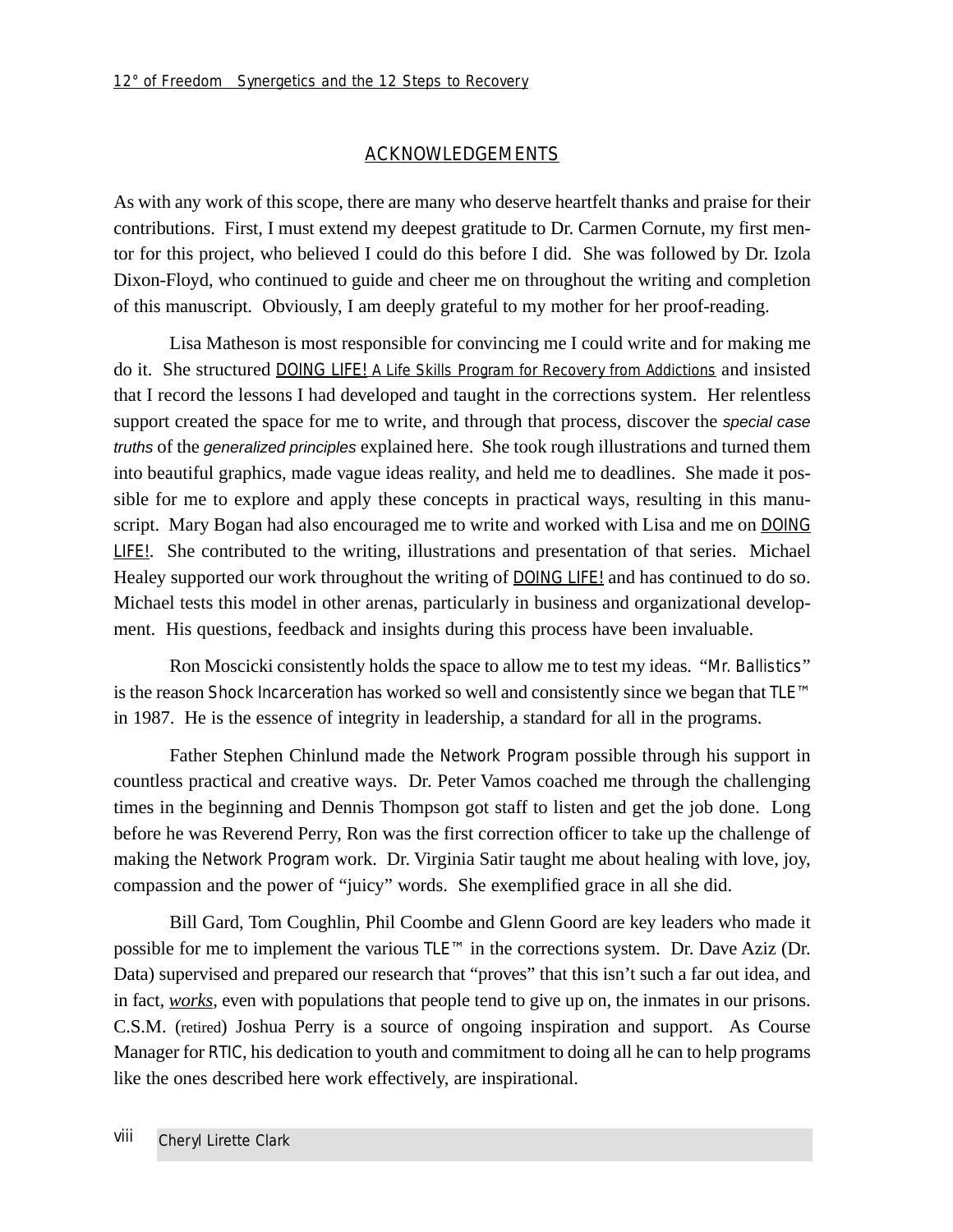## ACKNOWLEDGEMENTS

As with any work of this scope, there are many who deserve heartfelt thanks and praise for their contributions. First, I must extend my deepest gratitude to Dr. Carmen Cornute, my first mentor for this project, who believed I could do this before I did. She was followed by Dr. Izola Dixon-Floyd, who continued to guide and cheer me on throughout the writing and completion of this manuscript. Obviously, I am deeply grateful to my mother for her proof-reading.

Lisa Matheson is most responsible for convincing me I could write and for making me do it. She structured DOING LIFE! A Life Skills Program for Recovery from Addictions and insisted that I record the lessons I had developed and taught in the corrections system. Her relentless support created the space for me to write, and through that process, discover the *special case truths* of the *generalized principles* explained here. She took rough illustrations and turned them into beautiful graphics, made vague ideas reality, and held me to deadlines. She made it possible for me to explore and apply these concepts in practical ways, resulting in this manuscript. Mary Bogan had also encouraged me to write and worked with Lisa and me on DOING LIFE!. She contributed to the writing, illustrations and presentation of that series. Michael Healey supported our work throughout the writing of DOING LIFE! and has continued to do so. Michael tests this model in other arenas, particularly in business and organizational development. His questions, feedback and insights during this process have been invaluable.

Ron Moscicki consistently holds the space to allow me to test my ideas. "Mr. Ballistics" is the reason Shock Incarceration has worked so well and consistently since we began that TLE™ in 1987. He is the essence of integrity in leadership, a standard for all in the programs.

Father Stephen Chinlund made the Network Program possible through his support in countless practical and creative ways. Dr. Peter Vamos coached me through the challenging times in the beginning and Dennis Thompson got staff to listen and get the job done. Long before he was Reverend Perry, Ron was the first correction officer to take up the challenge of making the Network Program work. Dr. Virginia Satir taught me about healing with love, joy, compassion and the power of "juicy" words. She exemplified grace in all she did.

Bill Gard, Tom Coughlin, Phil Coombe and Glenn Goord are key leaders who made it possible for me to implement the various TLE™ in the corrections system. Dr. Dave Aziz (Dr. Data) supervised and prepared our research that "proves" that this isn't such a far out idea, and in fact, *works*, even with populations that people tend to give up on, the inmates in our prisons. C.S.M. (retired) Joshua Perry is a source of ongoing inspiration and support. As Course Manager for RTIC, his dedication to youth and commitment to doing all he can to help programs like the ones described here work effectively, are inspirational.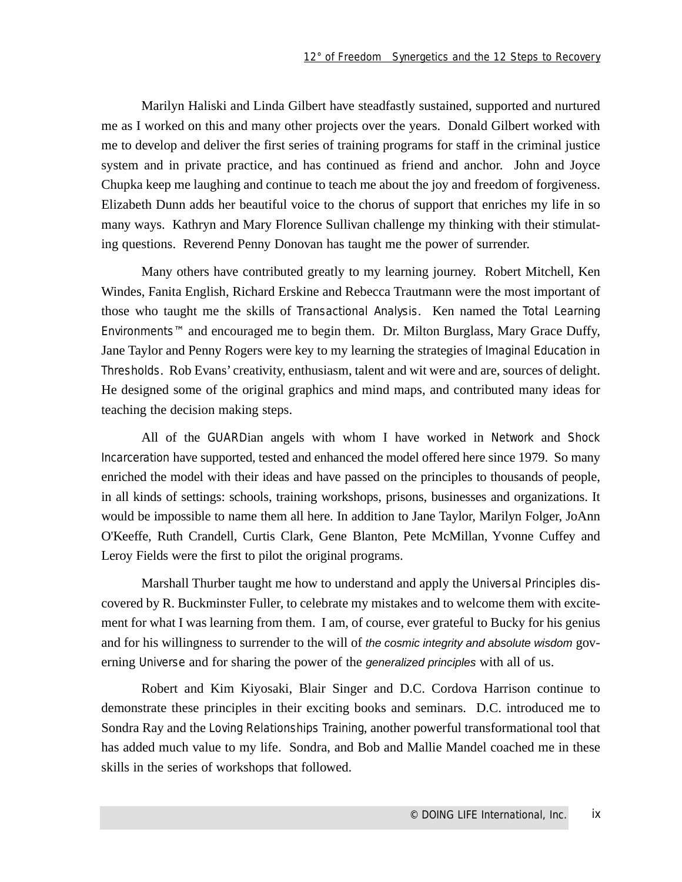Marilyn Haliski and Linda Gilbert have steadfastly sustained, supported and nurtured me as I worked on this and many other projects over the years. Donald Gilbert worked with me to develop and deliver the first series of training programs for staff in the criminal justice system and in private practice, and has continued as friend and anchor. John and Joyce Chupka keep me laughing and continue to teach me about the joy and freedom of forgiveness. Elizabeth Dunn adds her beautiful voice to the chorus of support that enriches my life in so many ways. Kathryn and Mary Florence Sullivan challenge my thinking with their stimulating questions. Reverend Penny Donovan has taught me the power of surrender.

Many others have contributed greatly to my learning journey. Robert Mitchell, Ken Windes, Fanita English, Richard Erskine and Rebecca Trautmann were the most important of those who taught me the skills of *Transactional Analysis*. Ken named the *Total Learning Environments™* and encouraged me to begin them. Dr. Milton Burglass, Mary Grace Duffy, Jane Taylor and Penny Rogers were key to my learning the strategies of *Imaginal Education* in *Thresholds*. Rob Evans' creativity, enthusiasm, talent and wit were and are, sources of delight. He designed some of the original graphics and mind maps, and contributed many ideas for teaching the decision making steps.

All of the *GUARD*ian angels with whom I have worked in *Network* and *Shock Incarceration* have supported, tested and enhanced the model offered here since 1979. So many enriched the model with their ideas and have passed on the principles to thousands of people, in all kinds of settings: schools, training workshops, prisons, businesses and organizations. It would be impossible to name them all here. In addition to Jane Taylor, Marilyn Folger, JoAnn O'Keeffe, Ruth Crandell, Curtis Clark, Gene Blanton, Pete McMillan, Yvonne Cuffey and Leroy Fields were the first to pilot the original programs.

Marshall Thurber taught me how to understand and apply the *Universal Principles* discovered by R. Buckminster Fuller, to celebrate my mistakes and to welcome them with excitement for what I was learning from them. I am, of course, ever grateful to Bucky for his genius and for his willingness to surrender to the will of *the cosmic integrity and absolute wisdom* governing *Universe* and for sharing the power of the *generalized principles* with all of us.

Robert and Kim Kiyosaki, Blair Singer and D.C. Cordova Harrison continue to demonstrate these principles in their exciting books and seminars. D.C. introduced me to Sondra Ray and the *Loving Relationships Training*, another powerful transformational tool that has added much value to my life. Sondra, and Bob and Mallie Mandel coached me in these skills in the series of workshops that followed.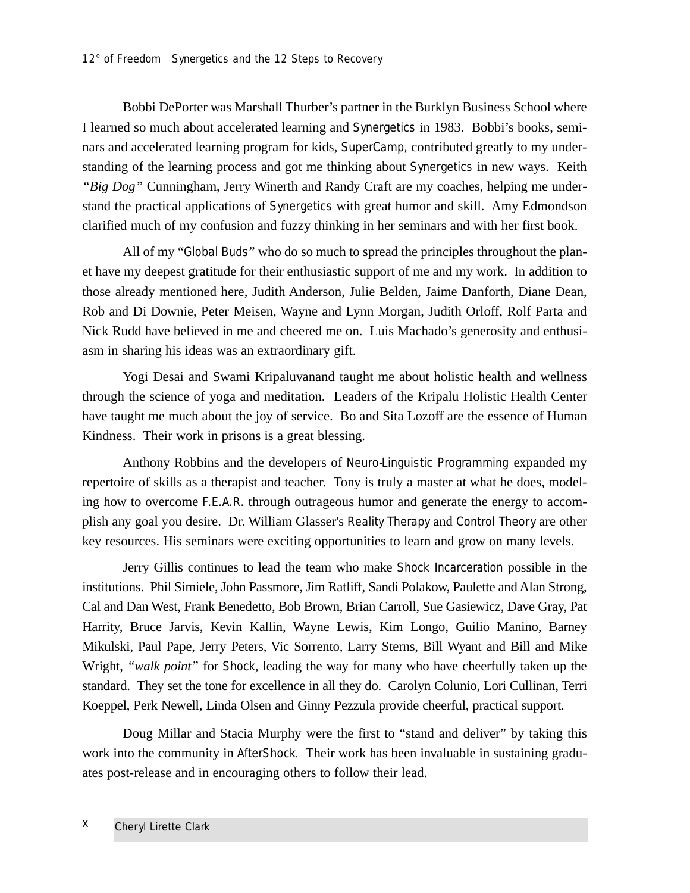Bobbi DePorter was Marshall Thurber's partner in the Burklyn Business School where I learned so much about accelerated learning and Synergetics in 1983. Bobbi's books, seminars and accelerated learning program for kids, SuperCamp, contributed greatly to my understanding of the learning process and got me thinking about Synergetics in new ways. Keith *"Big Dog"* Cunningham, Jerry Winerth and Randy Craft are my coaches, helping me understand the practical applications of Synergetics with great humor and skill. Amy Edmondson clarified much of my confusion and fuzzy thinking in her seminars and with her first book.

All of my "Global Buds" who do so much to spread the principles throughout the planet have my deepest gratitude for their enthusiastic support of me and my work. In addition to those already mentioned here, Judith Anderson, Julie Belden, Jaime Danforth, Diane Dean, Rob and Di Downie, Peter Meisen, Wayne and Lynn Morgan, Judith Orloff, Rolf Parta and Nick Rudd have believed in me and cheered me on. Luis Machado's generosity and enthusiasm in sharing his ideas was an extraordinary gift.

Yogi Desai and Swami Kripaluvanand taught me about holistic health and wellness through the science of yoga and meditation. Leaders of the Kripalu Holistic Health Center have taught me much about the joy of service. Bo and Sita Lozoff are the essence of Human Kindness. Their work in prisons is a great blessing.

Anthony Robbins and the developers of Neuro-Linguistic Programming expanded my repertoire of skills as a therapist and teacher. Tony is truly a master at what he does, modeling how to overcome F.E.A.R. through outrageous humor and generate the energy to accomplish any goal you desire. Dr. William Glasser's Reality Therapy and Control Theory are other key resources. His seminars were exciting opportunities to learn and grow on many levels.

Jerry Gillis continues to lead the team who make Shock Incarceration possible in the institutions. Phil Simiele, John Passmore, Jim Ratliff, Sandi Polakow, Paulette and Alan Strong, Cal and Dan West, Frank Benedetto, Bob Brown, Brian Carroll, Sue Gasiewicz, Dave Gray, Pat Harrity, Bruce Jarvis, Kevin Kallin, Wayne Lewis, Kim Longo, Guilio Manino, Barney Mikulski, Paul Pape, Jerry Peters, Vic Sorrento, Larry Sterns, Bill Wyant and Bill and Mike Wright, *"walk point"* for Shock, leading the way for many who have cheerfully taken up the standard. They set the tone for excellence in all they do. Carolyn Colunio, Lori Cullinan, Terri Koeppel, Perk Newell, Linda Olsen and Ginny Pezzula provide cheerful, practical support.

Doug Millar and Stacia Murphy were the first to "stand and deliver" by taking this work into the community in AfterShock. Their work has been invaluable in sustaining graduates post-release and in encouraging others to follow their lead.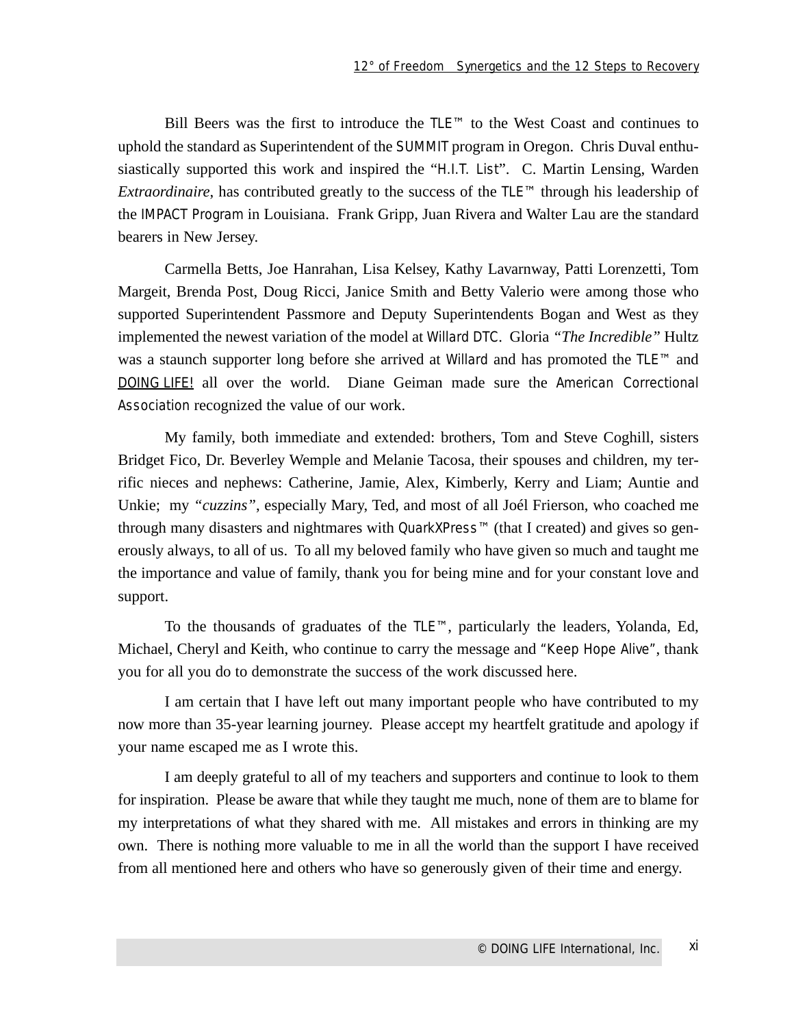Bill Beers was the first to introduce the TLE™ to the West Coast and continues to uphold the standard as Superintendent of the SUMMIT program in Oregon. Chris Duval enthusiastically supported this work and inspired the "H.I.T. List". C. Martin Lensing, Warden *Extraordinaire*, has contributed greatly to the success of the TLE™ through his leadership of the IMPACT Program in Louisiana. Frank Gripp, Juan Rivera and Walter Lau are the standard bearers in New Jersey.

Carmella Betts, Joe Hanrahan, Lisa Kelsey, Kathy Lavarnway, Patti Lorenzetti, Tom Margeit, Brenda Post, Doug Ricci, Janice Smith and Betty Valerio were among those who supported Superintendent Passmore and Deputy Superintendents Bogan and West as they implemented the newest variation of the model at Willard DTC. Gloria *"The Incredible"* Hultz was a staunch supporter long before she arrived at Willard and has promoted the TLE™ and DOING LIFE! all over the world. Diane Geiman made sure the American Correctional Association recognized the value of our work.

My family, both immediate and extended: brothers, Tom and Steve Coghill, sisters Bridget Fico, Dr. Beverley Wemple and Melanie Tacosa, their spouses and children, my terrific nieces and nephews: Catherine, Jamie, Alex, Kimberly, Kerry and Liam; Auntie and Unkie; my *"cuzzins"*, especially Mary, Ted, and most of all Joél Frierson, who coached me through many disasters and nightmares with QuarkXPress™ (that I created) and gives so generously always, to all of us. To all my beloved family who have given so much and taught me the importance and value of family, thank you for being mine and for your constant love and support.

To the thousands of graduates of the TLE™, particularly the leaders, Yolanda, Ed, Michael, Cheryl and Keith, who continue to carry the message and "Keep Hope Alive", thank you for all you do to demonstrate the success of the work discussed here.

I am certain that I have left out many important people who have contributed to my now more than 35-year learning journey. Please accept my heartfelt gratitude and apology if your name escaped me as I wrote this.

I am deeply grateful to all of my teachers and supporters and continue to look to them for inspiration. Please be aware that while they taught me much, none of them are to blame for my interpretations of what they shared with me. All mistakes and errors in thinking are my own. There is nothing more valuable to me in all the world than the support I have received from all mentioned here and others who have so generously given of their time and energy.